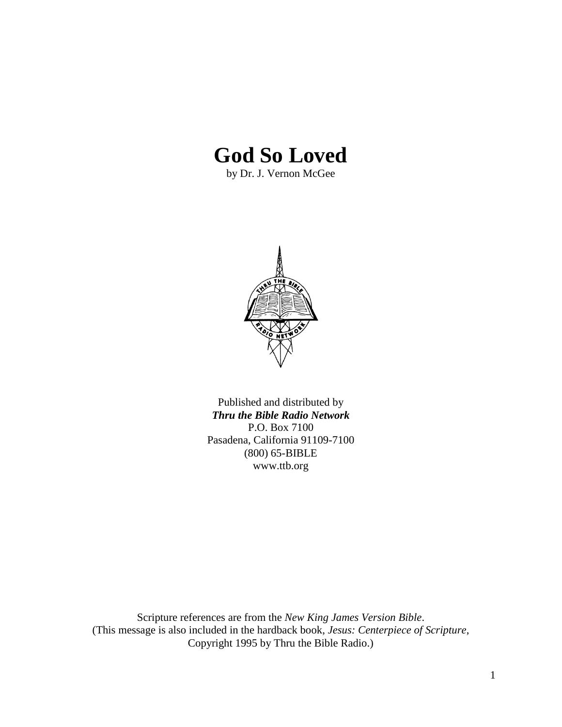# God So Loved

by Dr. J. Vernon McGee

Published and distributed by
***Thru the Bible Radio Network***
P.O. Box 7100
Pasadena, California 91109-7100
(800) 65-BIBLE
www.ttb.org

Scripture references are from the *New King James Version Bible*.
(This message is also included in the hardback book, *Jesus: Centerpiece of Scripture*,
Copyright 1995 by Thru the Bible Radio.)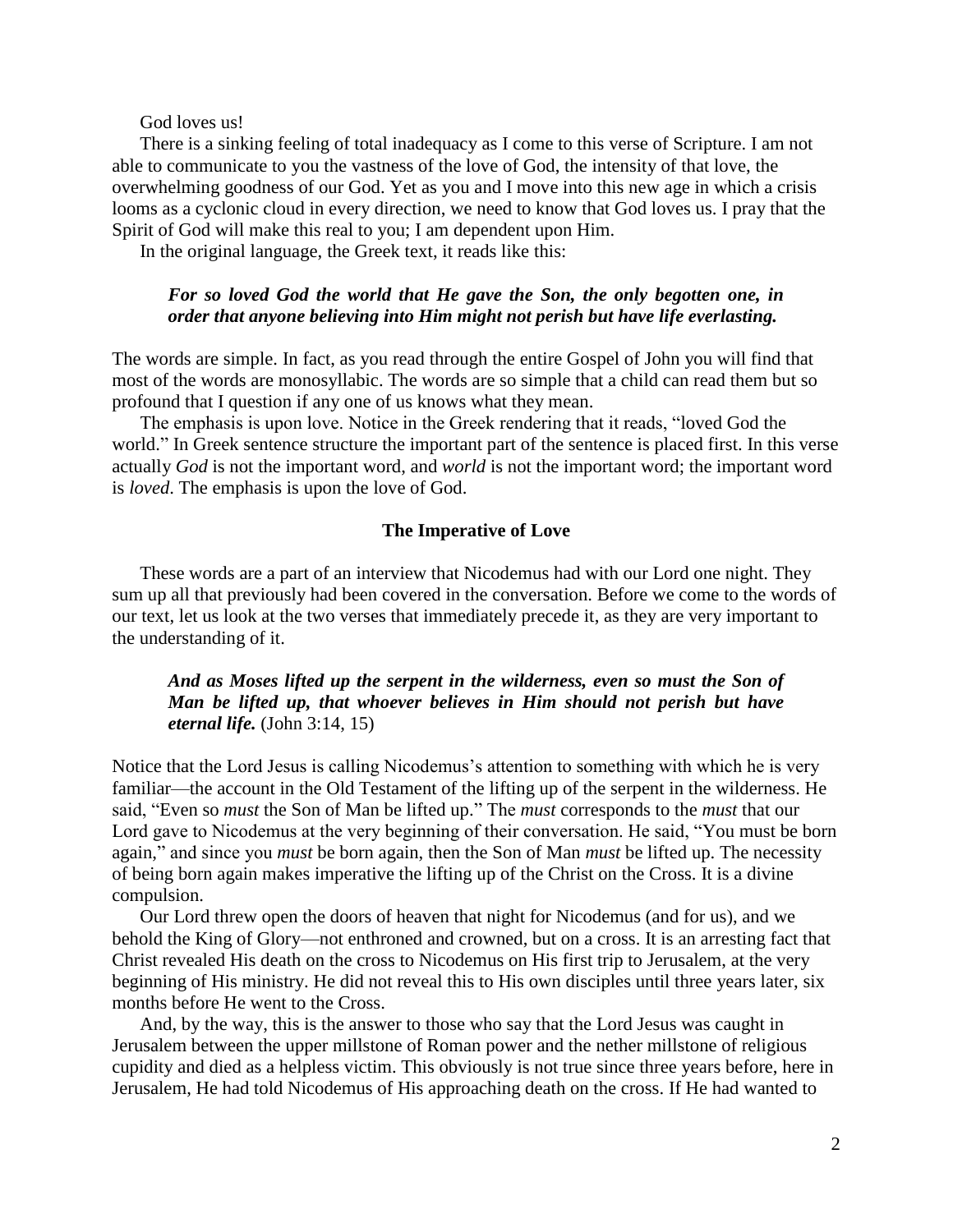God loves us!

There is a sinking feeling of total inadequacy as I come to this verse of Scripture. I am not able to communicate to you the vastness of the love of God, the intensity of that love, the overwhelming goodness of our God. Yet as you and I move into this new age in which a crisis looms as a cyclonic cloud in every direction, we need to know that God loves us. I pray that the Spirit of God will make this real to you; I am dependent upon Him.

In the original language, the Greek text, it reads like this:

> ***For so loved God the world that He gave the Son, the only begotten one, in order that anyone believing into Him might not perish but have life everlasting.***

The words are simple. In fact, as you read through the entire Gospel of John you will find that most of the words are monosyllabic. The words are so simple that a child can read them but so profound that I question if any one of us knows what they mean.

The emphasis is upon love. Notice in the Greek rendering that it reads, "loved God the world." In Greek sentence structure the important part of the sentence is placed first. In this verse actually *God* is not the important word, and *world* is not the important word; the important word is *loved*. The emphasis is upon the love of God.

### The Imperative of Love

These words are a part of an interview that Nicodemus had with our Lord one night. They sum up all that previously had been covered in the conversation. Before we come to the words of our text, let us look at the two verses that immediately precede it, as they are very important to the understanding of it.

> ***And as Moses lifted up the serpent in the wilderness, even so must the Son of Man be lifted up, that whoever believes in Him should not perish but have eternal life.*** (John 3:14, 15)

Notice that the Lord Jesus is calling Nicodemus's attention to something with which he is very familiar—the account in the Old Testament of the lifting up of the serpent in the wilderness. He said, "Even so *must* the Son of Man be lifted up." The *must* corresponds to the *must* that our Lord gave to Nicodemus at the very beginning of their conversation. He said, "You must be born again," and since you *must* be born again, then the Son of Man *must* be lifted up. The necessity of being born again makes imperative the lifting up of the Christ on the Cross. It is a divine compulsion.

Our Lord threw open the doors of heaven that night for Nicodemus (and for us), and we behold the King of Glory—not enthroned and crowned, but on a cross. It is an arresting fact that Christ revealed His death on the cross to Nicodemus on His first trip to Jerusalem, at the very beginning of His ministry. He did not reveal this to His own disciples until three years later, six months before He went to the Cross.

And, by the way, this is the answer to those who say that the Lord Jesus was caught in Jerusalem between the upper millstone of Roman power and the nether millstone of religious cupidity and died as a helpless victim. This obviously is not true since three years before, here in Jerusalem, He had told Nicodemus of His approaching death on the cross. If He had wanted to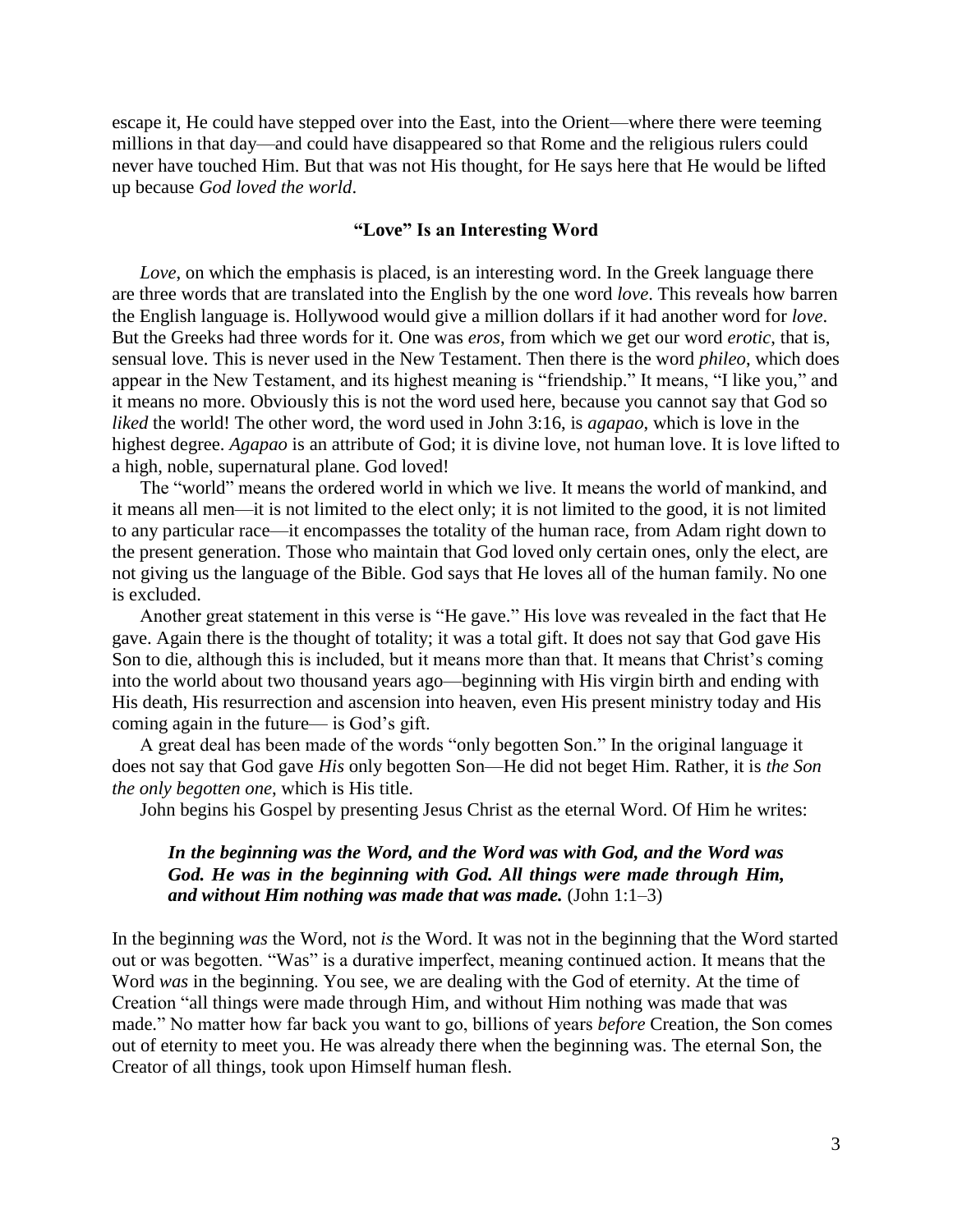escape it, He could have stepped over into the East, into the Orient—where there were teeming millions in that day—and could have disappeared so that Rome and the religious rulers could never have touched Him. But that was not His thought, for He says here that He would be lifted up because *God loved the world*.

### "Love" Is an Interesting Word

*Love*, on which the emphasis is placed, is an interesting word. In the Greek language there are three words that are translated into the English by the one word *love*. This reveals how barren the English language is. Hollywood would give a million dollars if it had another word for *love*. But the Greeks had three words for it. One was *eros*, from which we get our word *erotic*, that is, sensual love. This is never used in the New Testament. Then there is the word *phileo*, which does appear in the New Testament, and its highest meaning is "friendship." It means, "I like you," and it means no more. Obviously this is not the word used here, because you cannot say that God so *liked* the world! The other word, the word used in John 3:16, is *agapao*, which is love in the highest degree. *Agapao* is an attribute of God; it is divine love, not human love. It is love lifted to a high, noble, supernatural plane. God loved!

The "world" means the ordered world in which we live. It means the world of mankind, and it means all men—it is not limited to the elect only; it is not limited to the good, it is not limited to any particular race—it encompasses the totality of the human race, from Adam right down to the present generation. Those who maintain that God loved only certain ones, only the elect, are not giving us the language of the Bible. God says that He loves all of the human family. No one is excluded.

Another great statement in this verse is "He gave." His love was revealed in the fact that He gave. Again there is the thought of totality; it was a total gift. It does not say that God gave His Son to die, although this is included, but it means more than that. It means that Christ's coming into the world about two thousand years ago—beginning with His virgin birth and ending with His death, His resurrection and ascension into heaven, even His present ministry today and His coming again in the future— is God's gift.

A great deal has been made of the words "only begotten Son." In the original language it does not say that God gave *His* only begotten Son—He did not beget Him. Rather, it is *the Son the only begotten one*, which is His title.

John begins his Gospel by presenting Jesus Christ as the eternal Word. Of Him he writes:

> ***In the beginning was the Word, and the Word was with God, and the Word was God. He was in the beginning with God. All things were made through Him, and without Him nothing was made that was made.*** (John 1:1–3)

In the beginning *was* the Word, not *is* the Word. It was not in the beginning that the Word started out or was begotten. "Was" is a durative imperfect, meaning continued action. It means that the Word *was* in the beginning. You see, we are dealing with the God of eternity. At the time of Creation "all things were made through Him, and without Him nothing was made that was made." No matter how far back you want to go, billions of years *before* Creation, the Son comes out of eternity to meet you. He was already there when the beginning was. The eternal Son, the Creator of all things, took upon Himself human flesh.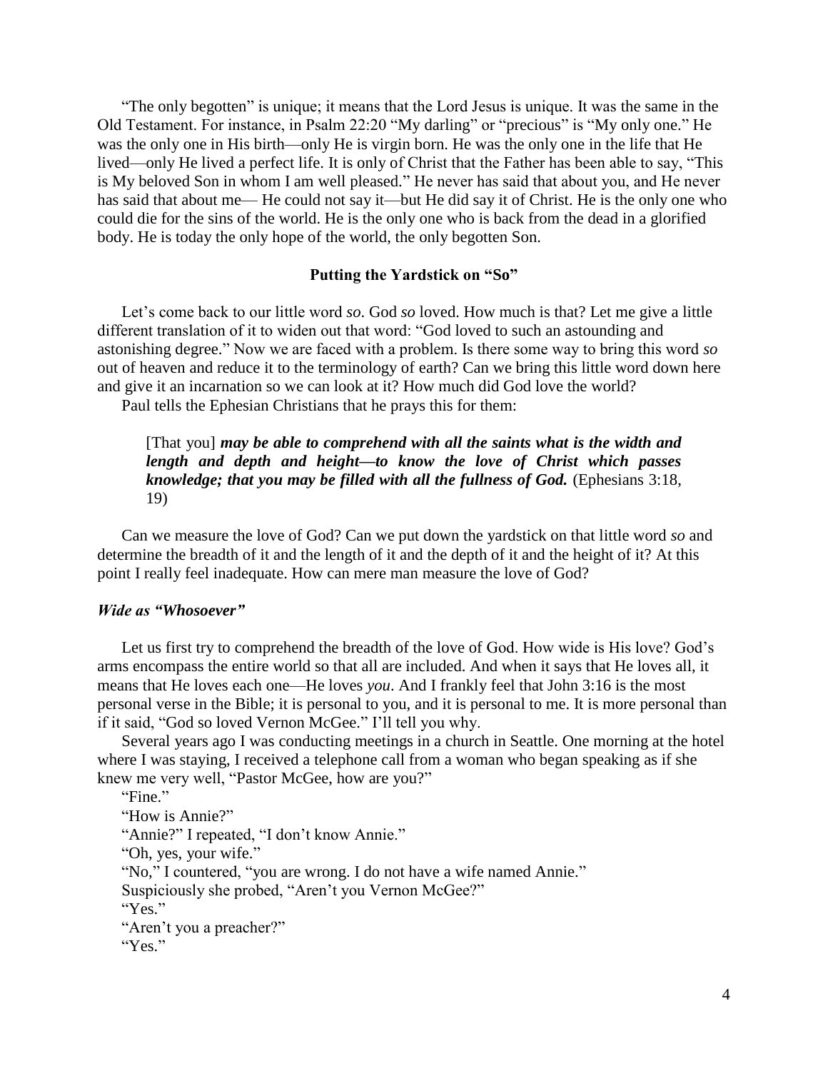"The only begotten" is unique; it means that the Lord Jesus is unique. It was the same in the Old Testament. For instance, in Psalm 22:20 "My darling" or "precious" is "My only one." He was the only one in His birth—only He is virgin born. He was the only one in the life that He lived—only He lived a perfect life. It is only of Christ that the Father has been able to say, "This is My beloved Son in whom I am well pleased." He never has said that about you, and He never has said that about me— He could not say it—but He did say it of Christ. He is the only one who could die for the sins of the world. He is the only one who is back from the dead in a glorified body. He is today the only hope of the world, the only begotten Son.

## Putting the Yardstick on "So"

Let's come back to our little word *so*. God *so* loved. How much is that? Let me give a little different translation of it to widen out that word: "God loved to such an astounding and astonishing degree." Now we are faced with a problem. Is there some way to bring this word *so* out of heaven and reduce it to the terminology of earth? Can we bring this little word down here and give it an incarnation so we can look at it? How much did God love the world?

Paul tells the Ephesian Christians that he prays this for them:

> [That you] ***may be able to comprehend with all the saints what is the width and length and depth and height—to know the love of Christ which passes knowledge; that you may be filled with all the fullness of God.*** (Ephesians 3:18, 19)

Can we measure the love of God? Can we put down the yardstick on that little word *so* and determine the breadth of it and the length of it and the depth of it and the height of it? At this point I really feel inadequate. How can mere man measure the love of God?

### *Wide as "Whosoever"*

Let us first try to comprehend the breadth of the love of God. How wide is His love? God's arms encompass the entire world so that all are included. And when it says that He loves all, it means that He loves each one—He loves *you*. And I frankly feel that John 3:16 is the most personal verse in the Bible; it is personal to you, and it is personal to me. It is more personal than if it said, "God so loved Vernon McGee." I'll tell you why.

Several years ago I was conducting meetings in a church in Seattle. One morning at the hotel where I was staying, I received a telephone call from a woman who began speaking as if she knew me very well, "Pastor McGee, how are you?"

"Fine."

"How is Annie?"

"Annie?" I repeated, "I don't know Annie."

"Oh, yes, your wife."

"No," I countered, "you are wrong. I do not have a wife named Annie."

Suspiciously she probed, "Aren't you Vernon McGee?"

"Yes."

"Aren't you a preacher?"

"Yes."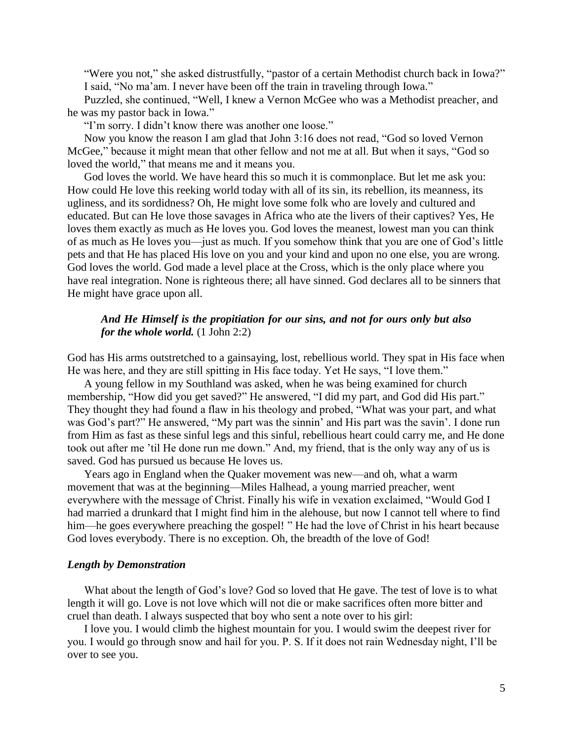"Were you not," she asked distrustfully, "pastor of a certain Methodist church back in Iowa?"

I said, "No ma'am. I never have been off the train in traveling through Iowa."

Puzzled, she continued, "Well, I knew a Vernon McGee who was a Methodist preacher, and he was my pastor back in Iowa."

"I'm sorry. I didn't know there was another one loose."

Now you know the reason I am glad that John 3:16 does not read, "God so loved Vernon McGee," because it might mean that other fellow and not me at all. But when it says, "God so loved the world," that means me and it means you.

God loves the world. We have heard this so much it is commonplace. But let me ask you: How could He love this reeking world today with all of its sin, its rebellion, its meanness, its ugliness, and its sordidness? Oh, He might love some folk who are lovely and cultured and educated. But can He love those savages in Africa who ate the livers of their captives? Yes, He loves them exactly as much as He loves you. God loves the meanest, lowest man you can think of as much as He loves you—just as much. If you somehow think that you are one of God's little pets and that He has placed His love on you and your kind and upon no one else, you are wrong. God loves the world. God made a level place at the Cross, which is the only place where you have real integration. None is righteous there; all have sinned. God declares all to be sinners that He might have grace upon all.

> ***And He Himself is the propitiation for our sins, and not for ours only but also for the whole world.*** (1 John 2:2)

God has His arms outstretched to a gainsaying, lost, rebellious world. They spat in His face when He was here, and they are still spitting in His face today. Yet He says, "I love them."

A young fellow in my Southland was asked, when he was being examined for church membership, "How did you get saved?" He answered, "I did my part, and God did His part." They thought they had found a flaw in his theology and probed, "What was your part, and what was God's part?" He answered, "My part was the sinnin' and His part was the savin'. I done run from Him as fast as these sinful legs and this sinful, rebellious heart could carry me, and He done took out after me 'til He done run me down." And, my friend, that is the only way any of us is saved. God has pursued us because He loves us.

Years ago in England when the Quaker movement was new—and oh, what a warm movement that was at the beginning—Miles Halhead, a young married preacher, went everywhere with the message of Christ. Finally his wife in vexation exclaimed, "Would God I had married a drunkard that I might find him in the alehouse, but now I cannot tell where to find him—he goes everywhere preaching the gospel! " He had the love of Christ in his heart because God loves everybody. There is no exception. Oh, the breadth of the love of God!

### *Length by Demonstration*

What about the length of God's love? God so loved that He gave. The test of love is to what length it will go. Love is not love which will not die or make sacrifices often more bitter and cruel than death. I always suspected that boy who sent a note over to his girl:

I love you. I would climb the highest mountain for you. I would swim the deepest river for you. I would go through snow and hail for you. P. S. If it does not rain Wednesday night, I'll be over to see you.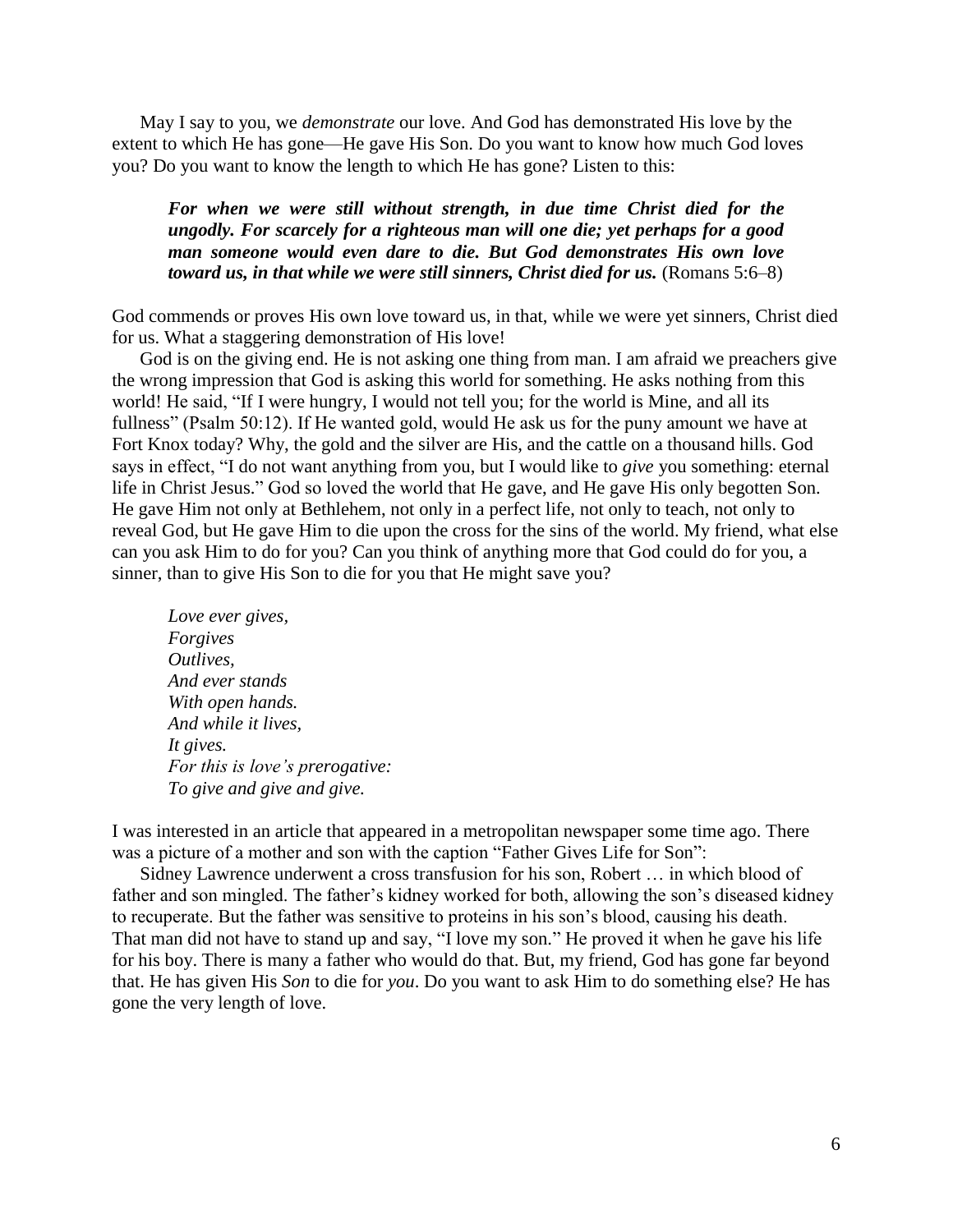May I say to you, we *demonstrate* our love. And God has demonstrated His love by the extent to which He has gone—He gave His Son. Do you want to know how much God loves you? Do you want to know the length to which He has gone? Listen to this:

> ***For when we were still without strength, in due time Christ died for the ungodly. For scarcely for a righteous man will one die; yet perhaps for a good man someone would even dare to die. But God demonstrates His own love toward us, in that while we were still sinners, Christ died for us.*** (Romans 5:6–8)

God commends or proves His own love toward us, in that, while we were yet sinners, Christ died for us. What a staggering demonstration of His love!

God is on the giving end. He is not asking one thing from man. I am afraid we preachers give the wrong impression that God is asking this world for something. He asks nothing from this world! He said, "If I were hungry, I would not tell you; for the world is Mine, and all its fullness" (Psalm 50:12). If He wanted gold, would He ask us for the puny amount we have at Fort Knox today? Why, the gold and the silver are His, and the cattle on a thousand hills. God says in effect, "I do not want anything from you, but I would like to *give* you something: eternal life in Christ Jesus." God so loved the world that He gave, and He gave His only begotten Son. He gave Him not only at Bethlehem, not only in a perfect life, not only to teach, not only to reveal God, but He gave Him to die upon the cross for the sins of the world. My friend, what else can you ask Him to do for you? Can you think of anything more that God could do for you, a sinner, than to give His Son to die for you that He might save you?

> *Love ever gives,*
> *Forgives*
> *Outlives,*
> *And ever stands*
> *With open hands.*
> *And while it lives,*
> *It gives.*
> *For this is love's prerogative:*
> *To give and give and give.*

I was interested in an article that appeared in a metropolitan newspaper some time ago. There was a picture of a mother and son with the caption "Father Gives Life for Son":

Sidney Lawrence underwent a cross transfusion for his son, Robert … in which blood of father and son mingled. The father's kidney worked for both, allowing the son's diseased kidney to recuperate. But the father was sensitive to proteins in his son's blood, causing his death. That man did not have to stand up and say, "I love my son." He proved it when he gave his life for his boy. There is many a father who would do that. But, my friend, God has gone far beyond that. He has given His *Son* to die for *you*. Do you want to ask Him to do something else? He has gone the very length of love.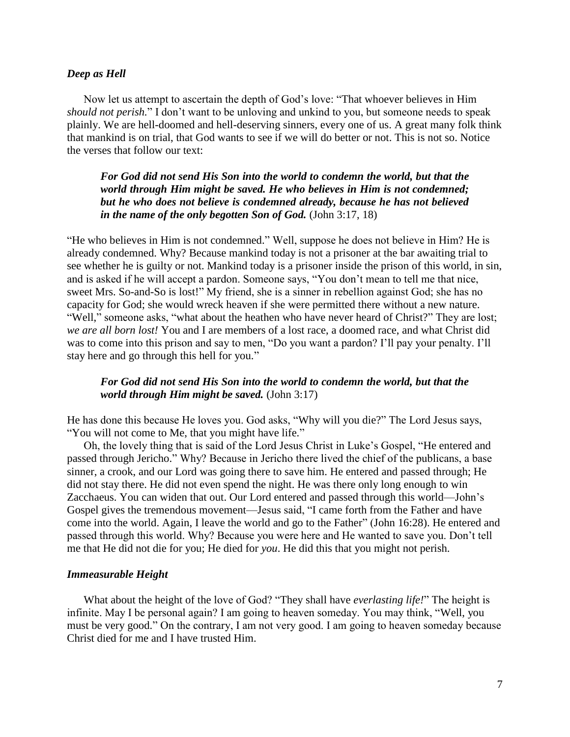### *Deep as Hell*

Now let us attempt to ascertain the depth of God's love: "That whoever believes in Him *should not perish.*" I don't want to be unloving and unkind to you, but someone needs to speak plainly. We are hell-doomed and hell-deserving sinners, every one of us. A great many folk think that mankind is on trial, that God wants to see if we will do better or not. This is not so. Notice the verses that follow our text:

> ***For God did not send His Son into the world to condemn the world, but that the world through Him might be saved. He who believes in Him is not condemned; but he who does not believe is condemned already, because he has not believed in the name of the only begotten Son of God.*** (John 3:17, 18)

"He who believes in Him is not condemned." Well, suppose he does not believe in Him? He is already condemned. Why? Because mankind today is not a prisoner at the bar awaiting trial to see whether he is guilty or not. Mankind today is a prisoner inside the prison of this world, in sin, and is asked if he will accept a pardon. Someone says, "You don't mean to tell me that nice, sweet Mrs. So-and-So is lost!" My friend, she is a sinner in rebellion against God; she has no capacity for God; she would wreck heaven if she were permitted there without a new nature. "Well," someone asks, "what about the heathen who have never heard of Christ?" They are lost; *we are all born lost!* You and I are members of a lost race, a doomed race, and what Christ did was to come into this prison and say to men, "Do you want a pardon? I'll pay your penalty. I'll stay here and go through this hell for you."

> ***For God did not send His Son into the world to condemn the world, but that the world through Him might be saved.*** (John 3:17)

He has done this because He loves you. God asks, "Why will you die?" The Lord Jesus says, "You will not come to Me, that you might have life."

Oh, the lovely thing that is said of the Lord Jesus Christ in Luke's Gospel, "He entered and passed through Jericho." Why? Because in Jericho there lived the chief of the publicans, a base sinner, a crook, and our Lord was going there to save him. He entered and passed through; He did not stay there. He did not even spend the night. He was there only long enough to win Zacchaeus. You can widen that out. Our Lord entered and passed through this world—John's Gospel gives the tremendous movement—Jesus said, "I came forth from the Father and have come into the world. Again, I leave the world and go to the Father" (John 16:28). He entered and passed through this world. Why? Because you were here and He wanted to save you. Don't tell me that He did not die for you; He died for *you*. He did this that you might not perish.

### *Immeasurable Height*

What about the height of the love of God? "They shall have *everlasting life!*" The height is infinite. May I be personal again? I am going to heaven someday. You may think, "Well, you must be very good." On the contrary, I am not very good. I am going to heaven someday because Christ died for me and I have trusted Him.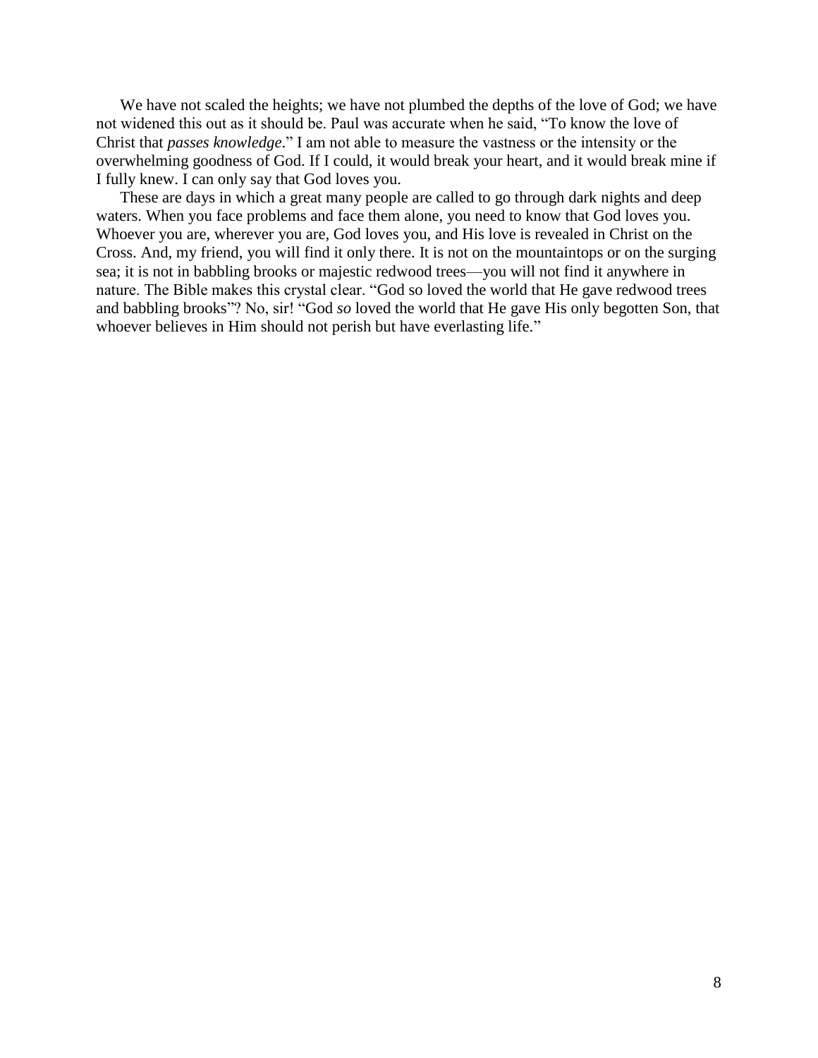We have not scaled the heights; we have not plumbed the depths of the love of God; we have not widened this out as it should be. Paul was accurate when he said, "To know the love of Christ that *passes knowledge*." I am not able to measure the vastness or the intensity or the overwhelming goodness of God. If I could, it would break your heart, and it would break mine if I fully knew. I can only say that God loves you.

These are days in which a great many people are called to go through dark nights and deep waters. When you face problems and face them alone, you need to know that God loves you. Whoever you are, wherever you are, God loves you, and His love is revealed in Christ on the Cross. And, my friend, you will find it only there. It is not on the mountaintops or on the surging sea; it is not in babbling brooks or majestic redwood trees—you will not find it anywhere in nature. The Bible makes this crystal clear. "God so loved the world that He gave redwood trees and babbling brooks"? No, sir! "God *so* loved the world that He gave His only begotten Son, that whoever believes in Him should not perish but have everlasting life."